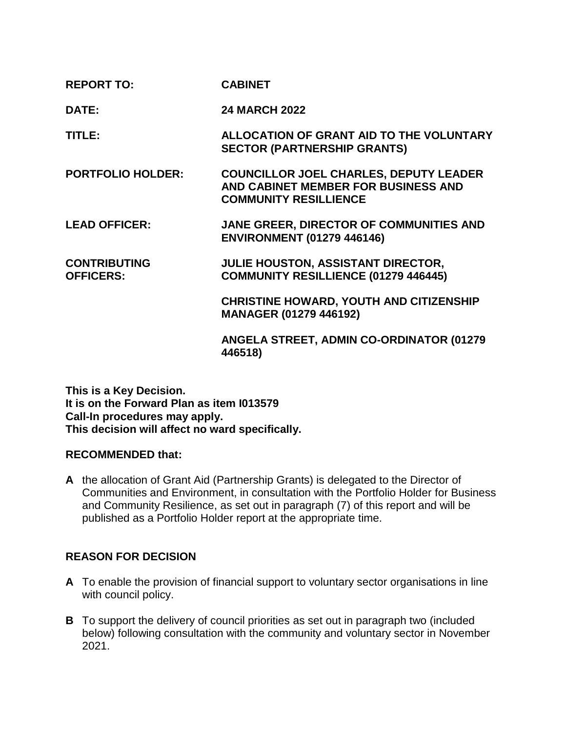| | |
|---|---|
| **REPORT TO:** | **CABINET** |
| **DATE:** | **24 MARCH 2022** |
| **TITLE:** | **ALLOCATION OF GRANT AID TO THE VOLUNTARY SECTOR (PARTNERSHIP GRANTS)** |
| **PORTFOLIO HOLDER:** | **COUNCILLOR JOEL CHARLES, DEPUTY LEADER AND CABINET MEMBER FOR BUSINESS AND COMMUNITY RESILLIENCE** |
| **LEAD OFFICER:** | **JANE GREER, DIRECTOR OF COMMUNITIES AND ENVIRONMENT (01279 446146)** |
| **CONTRIBUTING OFFICERS:** | **JULIE HOUSTON, ASSISTANT DIRECTOR, COMMUNITY RESILLIENCE (01279 446445)** |
| | **CHRISTINE HOWARD, YOUTH AND CITIZENSHIP MANAGER (01279 446192)** |
| | **ANGELA STREET, ADMIN CO-ORDINATOR (01279 446518)** |

**This is a Key Decision.**
**It is on the Forward Plan as item I013579**
**Call-In procedures may apply.**
**This decision will affect no ward specifically.**

## RECOMMENDED that:

**A** the allocation of Grant Aid (Partnership Grants) is delegated to the Director of Communities and Environment, in consultation with the Portfolio Holder for Business and Community Resilience, as set out in paragraph (7) of this report and will be published as a Portfolio Holder report at the appropriate time.

## REASON FOR DECISION

**A** To enable the provision of financial support to voluntary sector organisations in line with council policy.

**B** To support the delivery of council priorities as set out in paragraph two (included below) following consultation with the community and voluntary sector in November 2021.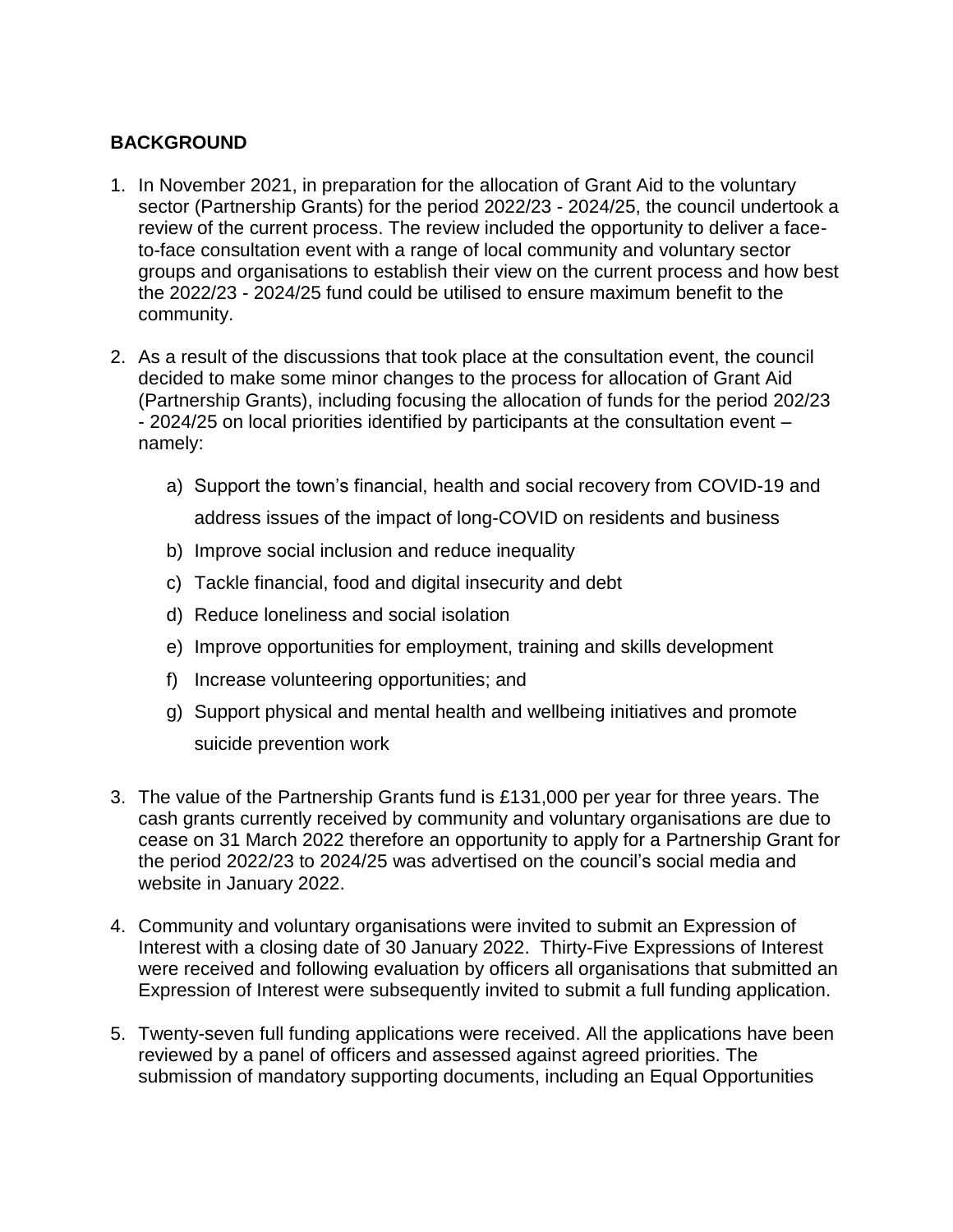## BACKGROUND

1. In November 2021, in preparation for the allocation of Grant Aid to the voluntary sector (Partnership Grants) for the period 2022/23 - 2024/25, the council undertook a review of the current process. The review included the opportunity to deliver a face-to-face consultation event with a range of local community and voluntary sector groups and organisations to establish their view on the current process and how best the 2022/23 - 2024/25 fund could be utilised to ensure maximum benefit to the community.

2. As a result of the discussions that took place at the consultation event, the council decided to make some minor changes to the process for allocation of Grant Aid (Partnership Grants), including focusing the allocation of funds for the period 202/23 - 2024/25 on local priorities identified by participants at the consultation event – namely:

   a) Support the town's financial, health and social recovery from COVID-19 and address issues of the impact of long-COVID on residents and business
   b) Improve social inclusion and reduce inequality
   c) Tackle financial, food and digital insecurity and debt
   d) Reduce loneliness and social isolation
   e) Improve opportunities for employment, training and skills development
   f) Increase volunteering opportunities; and
   g) Support physical and mental health and wellbeing initiatives and promote suicide prevention work

3. The value of the Partnership Grants fund is £131,000 per year for three years. The cash grants currently received by community and voluntary organisations are due to cease on 31 March 2022 therefore an opportunity to apply for a Partnership Grant for the period 2022/23 to 2024/25 was advertised on the council's social media and website in January 2022.

4. Community and voluntary organisations were invited to submit an Expression of Interest with a closing date of 30 January 2022. Thirty-Five Expressions of Interest were received and following evaluation by officers all organisations that submitted an Expression of Interest were subsequently invited to submit a full funding application.

5. Twenty-seven full funding applications were received. All the applications have been reviewed by a panel of officers and assessed against agreed priorities. The submission of mandatory supporting documents, including an Equal Opportunities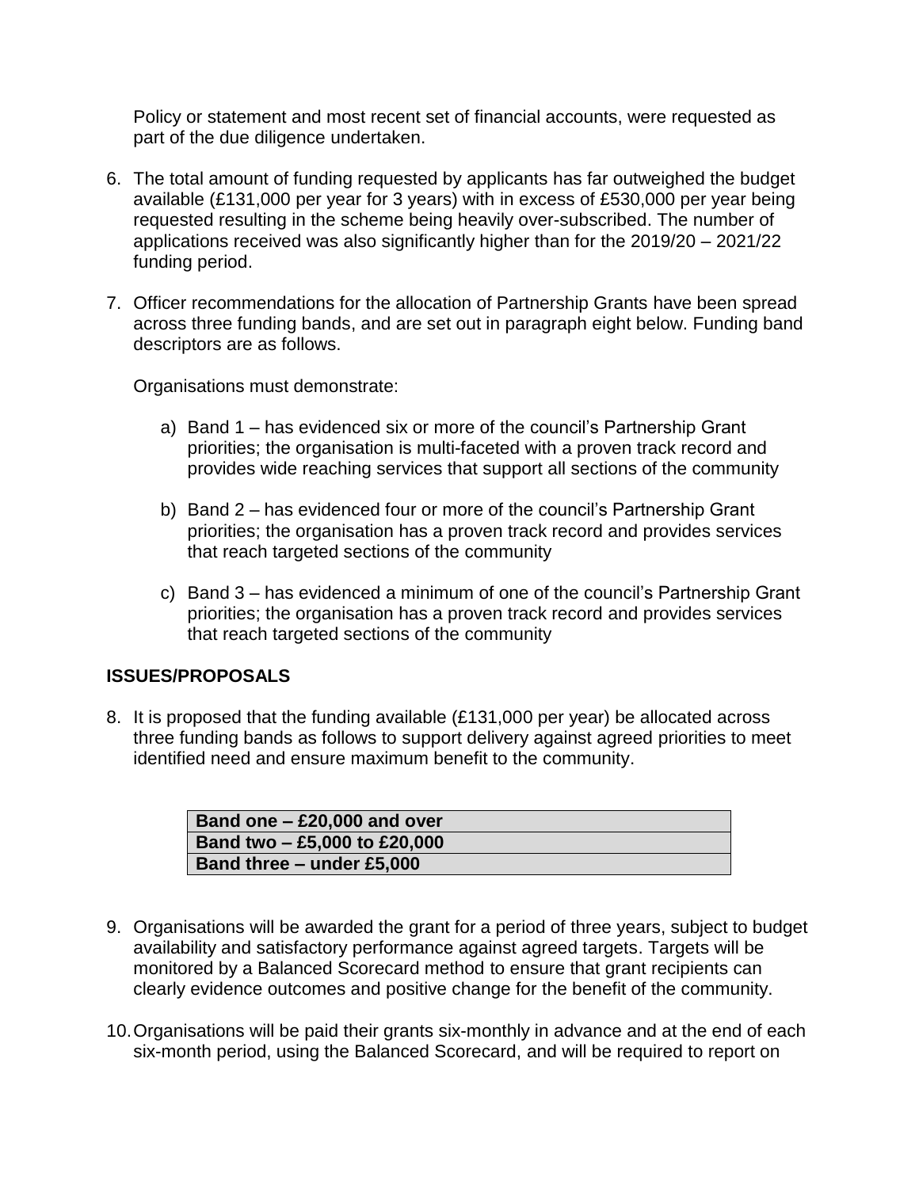Policy or statement and most recent set of financial accounts, were requested as part of the due diligence undertaken.

6. The total amount of funding requested by applicants has far outweighed the budget available (£131,000 per year for 3 years) with in excess of £530,000 per year being requested resulting in the scheme being heavily over-subscribed. The number of applications received was also significantly higher than for the 2019/20 – 2021/22 funding period.

7. Officer recommendations for the allocation of Partnership Grants have been spread across three funding bands, and are set out in paragraph eight below. Funding band descriptors are as follows.

   Organisations must demonstrate:

   a) Band 1 – has evidenced six or more of the council's Partnership Grant priorities; the organisation is multi-faceted with a proven track record and provides wide reaching services that support all sections of the community

   b) Band 2 – has evidenced four or more of the council's Partnership Grant priorities; the organisation has a proven track record and provides services that reach targeted sections of the community

   c) Band 3 – has evidenced a minimum of one of the council's Partnership Grant priorities; the organisation has a proven track record and provides services that reach targeted sections of the community

## ISSUES/PROPOSALS

8. It is proposed that the funding available (£131,000 per year) be allocated across three funding bands as follows to support delivery against agreed priorities to meet identified need and ensure maximum benefit to the community.

| **Band one – £20,000 and over** |
|---|
| **Band two – £5,000 to £20,000** |
| **Band three – under £5,000** |

9. Organisations will be awarded the grant for a period of three years, subject to budget availability and satisfactory performance against agreed targets. Targets will be monitored by a Balanced Scorecard method to ensure that grant recipients can clearly evidence outcomes and positive change for the benefit of the community.

10. Organisations will be paid their grants six-monthly in advance and at the end of each six-month period, using the Balanced Scorecard, and will be required to report on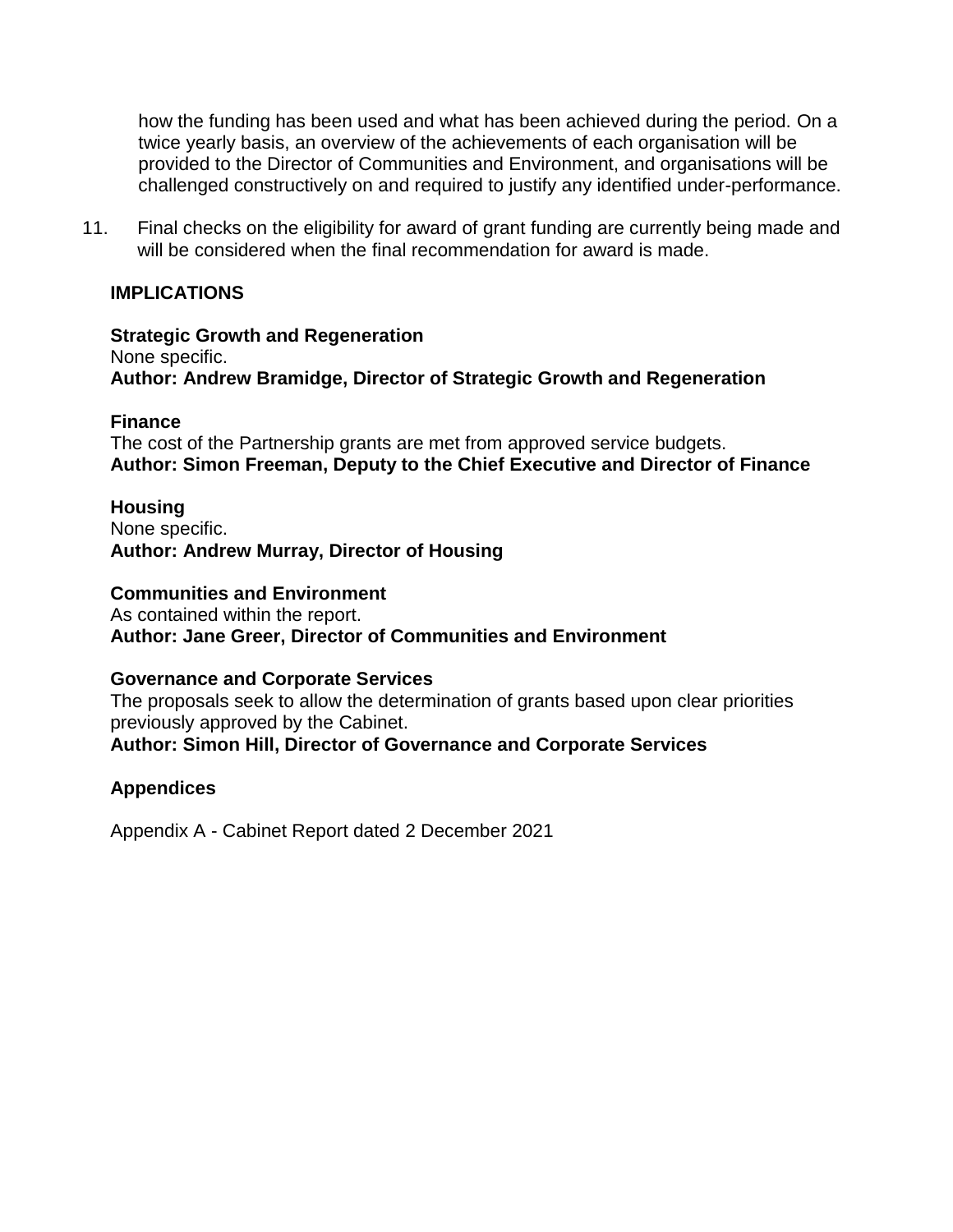how the funding has been used and what has been achieved during the period. On a twice yearly basis, an overview of the achievements of each organisation will be provided to the Director of Communities and Environment, and organisations will be challenged constructively on and required to justify any identified under-performance.

11. Final checks on the eligibility for award of grant funding are currently being made and will be considered when the final recommendation for award is made.

**IMPLICATIONS**

**Strategic Growth and Regeneration**
None specific.
**Author: Andrew Bramidge, Director of Strategic Growth and Regeneration**

**Finance**
The cost of the Partnership grants are met from approved service budgets.
**Author: Simon Freeman, Deputy to the Chief Executive and Director of Finance**

**Housing**
None specific.
**Author: Andrew Murray, Director of Housing**

**Communities and Environment**
As contained within the report.
**Author: Jane Greer, Director of Communities and Environment**

**Governance and Corporate Services**
The proposals seek to allow the determination of grants based upon clear priorities previously approved by the Cabinet.
**Author: Simon Hill, Director of Governance and Corporate Services**

**Appendices**

Appendix A - Cabinet Report dated 2 December 2021